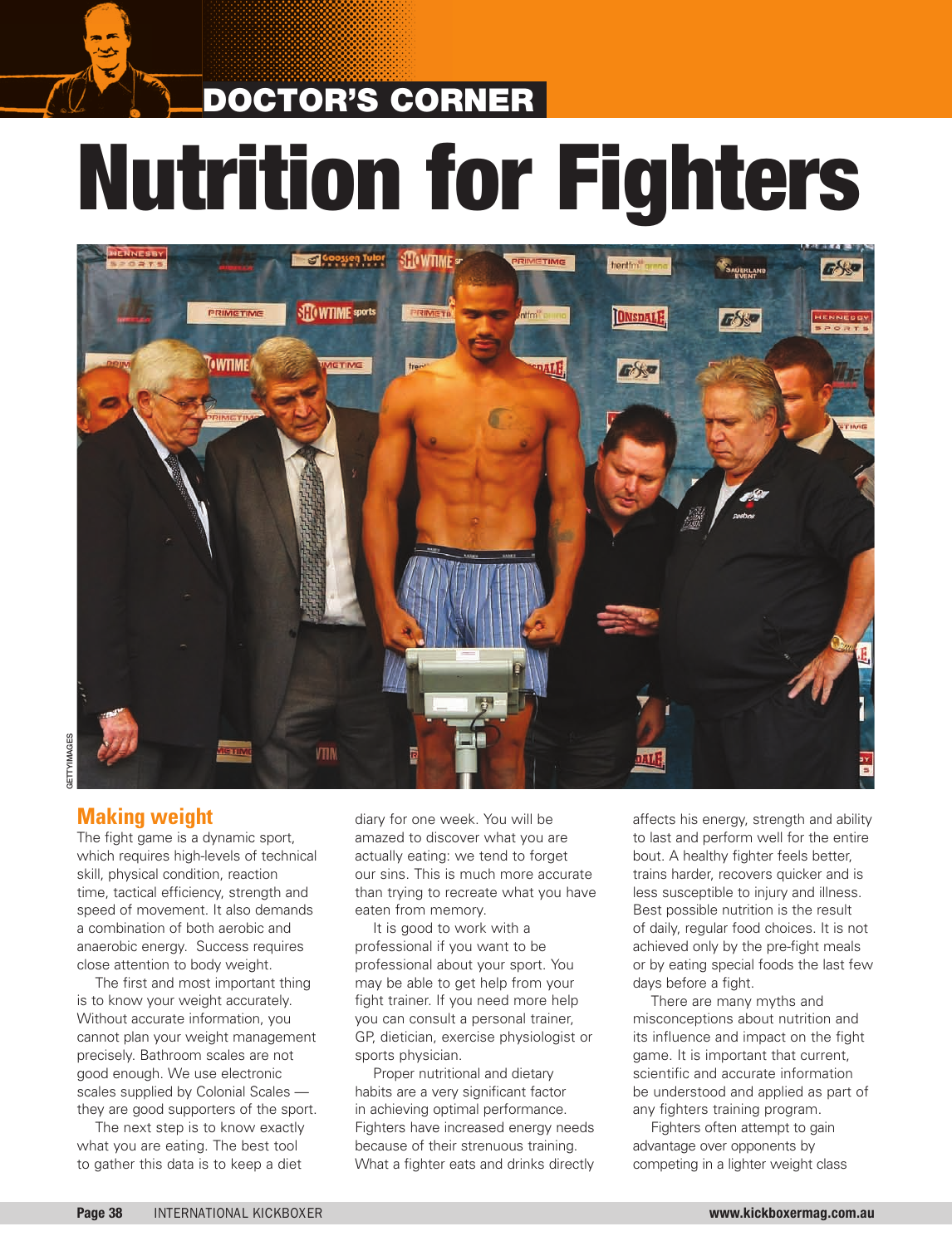DOCTOR'S CORNER

# Nutrition for Fighters

GETTYIMAGES

## Making weight

The fight game is a dynamic sport, which requires high-levels of technical skill, physical condition, reaction time, tactical efficiency, strength and speed of movement. It also demands a combination of both aerobic and anaerobic energy. Success requires close attention to body weight.

The first and most important thing is to know your weight accurately. Without accurate information, you cannot plan your weight management precisely. Bathroom scales are not good enough. We use electronic scales supplied by Colonial Scales — they are good supporters of the sport.

The next step is to know exactly what you are eating. The best tool to gather this data is to keep a diet diary for one week. You will be amazed to discover what you are actually eating: we tend to forget our sins. This is much more accurate than trying to recreate what you have eaten from memory.

It is good to work with a professional if you want to be professional about your sport. You may be able to get help from your fight trainer. If you need more help you can consult a personal trainer, GP, dietician, exercise physiologist or sports physician.

Proper nutritional and dietary habits are a very significant factor in achieving optimal performance. Fighters have increased energy needs because of their strenuous training. What a fighter eats and drinks directly affects his energy, strength and ability to last and perform well for the entire bout. A healthy fighter feels better, trains harder, recovers quicker and is less susceptible to injury and illness. Best possible nutrition is the result of daily, regular food choices. It is not achieved only by the pre-fight meals or by eating special foods the last few days before a fight.

There are many myths and misconceptions about nutrition and its influence and impact on the fight game. It is important that current, scientific and accurate information be understood and applied as part of any fighters training program.

Fighters often attempt to gain advantage over opponents by competing in a lighter weight class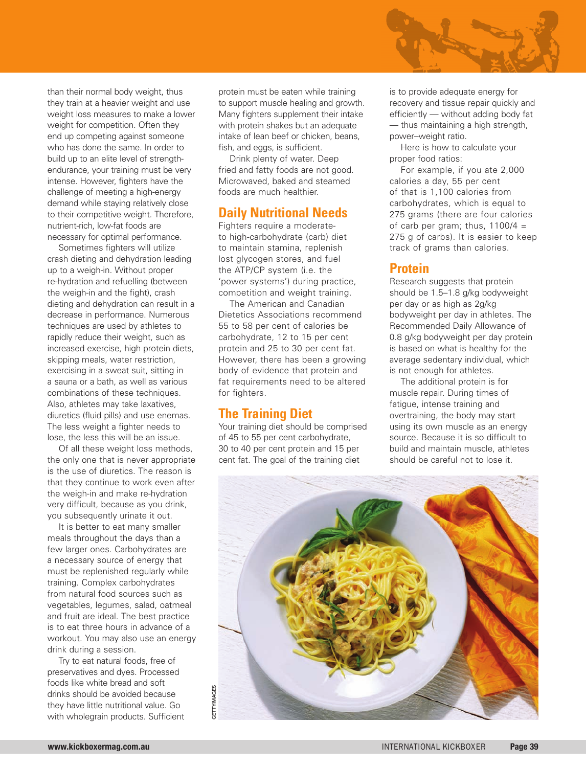than their normal body weight, thus they train at a heavier weight and use weight loss measures to make a lower weight for competition. Often they end up competing against someone who has done the same. In order to build up to an elite level of strength-endurance, your training must be very intense. However, fighters have the challenge of meeting a high-energy demand while staying relatively close to their competitive weight. Therefore, nutrient-rich, low-fat foods are necessary for optimal performance.

Sometimes fighters will utilize crash dieting and dehydration leading up to a weigh-in. Without proper re-hydration and refuelling (between the weigh-in and the fight), crash dieting and dehydration can result in a decrease in performance. Numerous techniques are used by athletes to rapidly reduce their weight, such as increased exercise, high protein diets, skipping meals, water restriction, exercising in a sweat suit, sitting in a sauna or a bath, as well as various combinations of these techniques. Also, athletes may take laxatives, diuretics (fluid pills) and use enemas. The less weight a fighter needs to lose, the less this will be an issue.

Of all these weight loss methods, the only one that is never appropriate is the use of diuretics. The reason is that they continue to work even after the weigh-in and make re-hydration very difficult, because as you drink, you subsequently urinate it out.

It is better to eat many smaller meals throughout the days than a few larger ones. Carbohydrates are a necessary source of energy that must be replenished regularly while training. Complex carbohydrates from natural food sources such as vegetables, legumes, salad, oatmeal and fruit are ideal. The best practice is to eat three hours in advance of a workout. You may also use an energy drink during a session.

Try to eat natural foods, free of preservatives and dyes. Processed foods like white bread and soft drinks should be avoided because they have little nutritional value. Go with wholegrain products. Sufficient protein must be eaten while training to support muscle healing and growth. Many fighters supplement their intake with protein shakes but an adequate intake of lean beef or chicken, beans, fish, and eggs, is sufficient.

Drink plenty of water. Deep fried and fatty foods are not good. Microwaved, baked and steamed foods are much healthier.

## Daily Nutritional Needs

Fighters require a moderate-to high-carbohydrate (carb) diet to maintain stamina, replenish lost glycogen stores, and fuel the ATP/CP system (i.e. the 'power systems') during practice, competition and weight training.

The American and Canadian Dietetics Associations recommend 55 to 58 per cent of calories be carbohydrate, 12 to 15 per cent protein and 25 to 30 per cent fat. However, there has been a growing body of evidence that protein and fat requirements need to be altered for fighters.

## The Training Diet

Your training diet should be comprised of 45 to 55 per cent carbohydrate, 30 to 40 per cent protein and 15 per cent fat. The goal of the training diet is to provide adequate energy for recovery and tissue repair quickly and efficiently — without adding body fat — thus maintaining a high strength, power–weight ratio.

Here is how to calculate your proper food ratios:

For example, if you ate 2,000 calories a day, 55 per cent of that is 1,100 calories from carbohydrates, which is equal to 275 grams (there are four calories of carb per gram; thus, $1100/4 = 275$ g of carbs). It is easier to keep track of grams than calories.

## Protein

Research suggests that protein should be 1.5–1.8 g/kg bodyweight per day or as high as 2g/kg bodyweight per day in athletes. The Recommended Daily Allowance of 0.8 g/kg bodyweight per day protein is based on what is healthy for the average sedentary individual, which is not enough for athletes.

The additional protein is for muscle repair. During times of fatigue, intense training and overtraining, the body may start using its own muscle as an energy source. Because it is so difficult to build and maintain muscle, athletes should be careful not to lose it.

GETTYIMAGES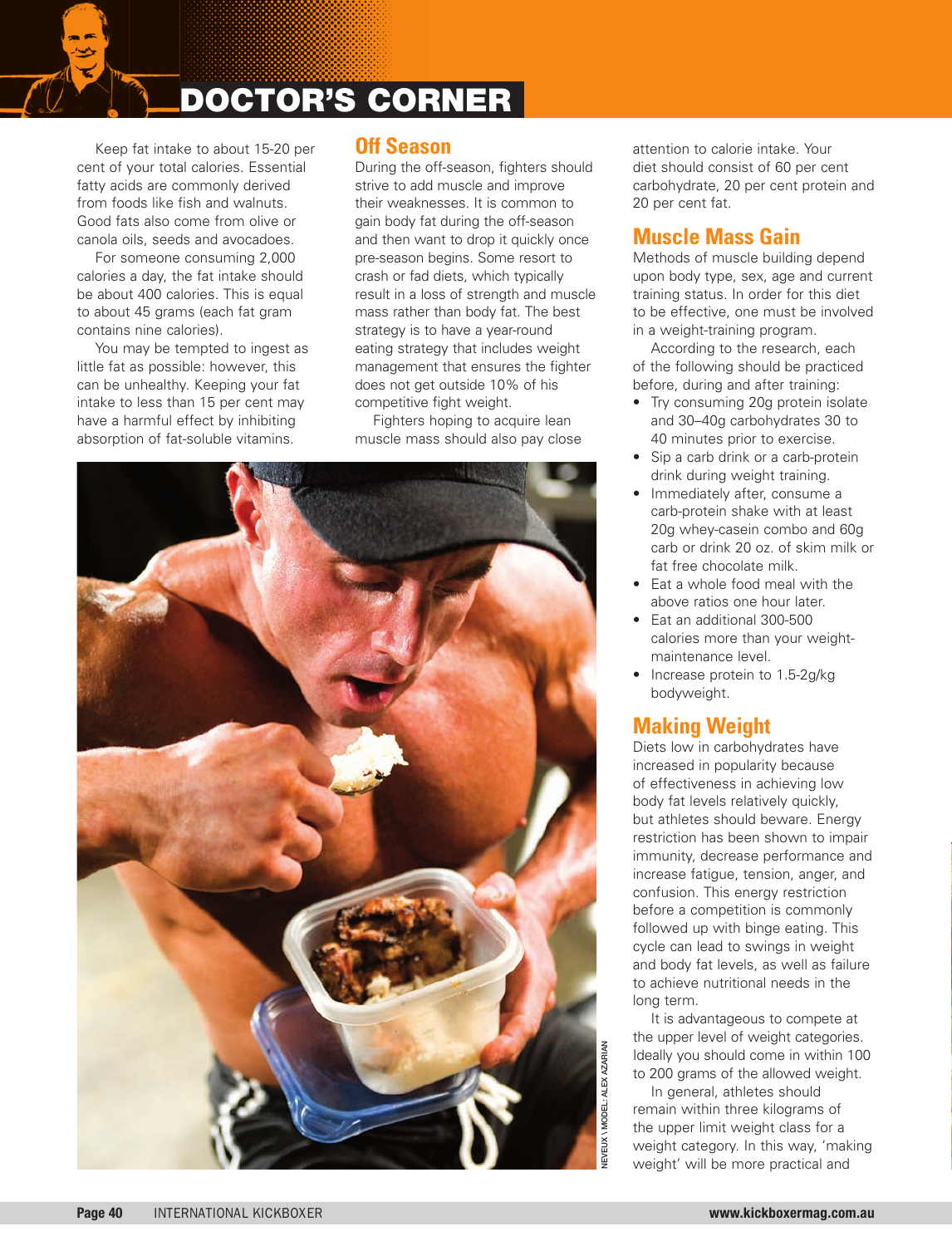# DOCTOR'S CORNER

Keep fat intake to about 15-20 per cent of your total calories. Essential fatty acids are commonly derived from foods like fish and walnuts. Good fats also come from olive or canola oils, seeds and avocadoes.

For someone consuming 2,000 calories a day, the fat intake should be about 400 calories. This is equal to about 45 grams (each fat gram contains nine calories).

You may be tempted to ingest as little fat as possible: however, this can be unhealthy. Keeping your fat intake to less than 15 per cent may have a harmful effect by inhibiting absorption of fat-soluble vitamins.

## Off Season

During the off-season, fighters should strive to add muscle and improve their weaknesses. It is common to gain body fat during the off-season and then want to drop it quickly once pre-season begins. Some resort to crash or fad diets, which typically result in a loss of strength and muscle mass rather than body fat. The best strategy is to have a year-round eating strategy that includes weight management that ensures the fighter does not get outside 10% of his competitive fight weight.

Fighters hoping to acquire lean muscle mass should also pay close attention to calorie intake. Your diet should consist of 60 per cent carbohydrate, 20 per cent protein and 20 per cent fat.

NEVEUX \ MODEL: ALEX AZARIAN

## Muscle Mass Gain

Methods of muscle building depend upon body type, sex, age and current training status. In order for this diet to be effective, one must be involved in a weight-training program.

According to the research, each of the following should be practiced before, during and after training:

- Try consuming 20g protein isolate and 30–40g carbohydrates 30 to 40 minutes prior to exercise.
- Sip a carb drink or a carb-protein drink during weight training.
- Immediately after, consume a carb-protein shake with at least 20g whey-casein combo and 60g carb or drink 20 oz. of skim milk or fat free chocolate milk.
- Eat a whole food meal with the above ratios one hour later.
- Eat an additional 300-500 calories more than your weight-maintenance level.
- Increase protein to 1.5-2g/kg bodyweight.

## Making Weight

Diets low in carbohydrates have increased in popularity because of effectiveness in achieving low body fat levels relatively quickly, but athletes should beware. Energy restriction has been shown to impair immunity, decrease performance and increase fatigue, tension, anger, and confusion. This energy restriction before a competition is commonly followed up with binge eating. This cycle can lead to swings in weight and body fat levels, as well as failure to achieve nutritional needs in the long term.

It is advantageous to compete at the upper level of weight categories. Ideally you should come in within 100 to 200 grams of the allowed weight.

In general, athletes should remain within three kilograms of the upper limit weight class for a weight category. In this way, 'making weight' will be more practical and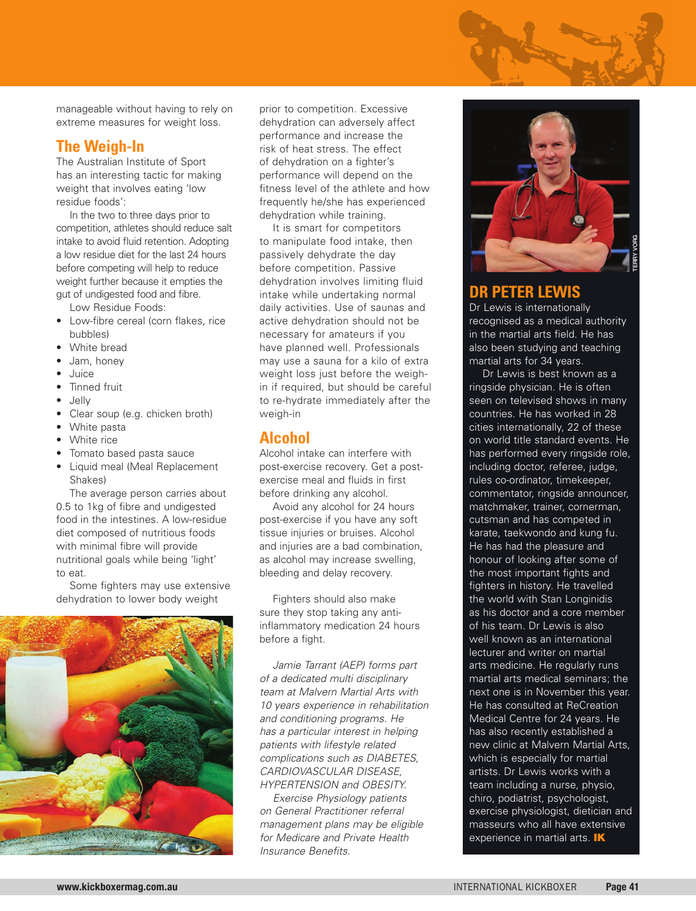manageable without having to rely on extreme measures for weight loss.

## The Weigh-In

The Australian Institute of Sport has an interesting tactic for making weight that involves eating 'low residue foods':

In the two to three days prior to competition, athletes should reduce salt intake to avoid fluid retention. Adopting a low residue diet for the last 24 hours before competing will help to reduce weight further because it empties the gut of undigested food and fibre.

Low Residue Foods:

- Low-fibre cereal (corn flakes, rice bubbles)
- White bread
- Jam, honey
- Juice
- Tinned fruit
- Jelly
- Clear soup (e.g. chicken broth)
- White pasta
- White rice
- Tomato based pasta sauce
- Liquid meal (Meal Replacement Shakes)

The average person carries about 0.5 to 1kg of fibre and undigested food in the intestines. A low-residue diet composed of nutritious foods with minimal fibre will provide nutritional goals while being 'light' to eat.

Some fighters may use extensive dehydration to lower body weight prior to competition. Excessive dehydration can adversely affect performance and increase the risk of heat stress. The effect of dehydration on a fighter's performance will depend on the fitness level of the athlete and how frequently he/she has experienced dehydration while training.

It is smart for competitors to manipulate food intake, then passively dehydrate the day before competition. Passive dehydration involves limiting fluid intake while undertaking normal daily activities. Use of saunas and active dehydration should not be necessary for amateurs if you have planned well. Professionals may use a sauna for a kilo of extra weight loss just before the weigh-in if required, but should be careful to re-hydrate immediately after the weigh-in

## Alcohol

Alcohol intake can interfere with post-exercise recovery. Get a post-exercise meal and fluids in first before drinking any alcohol.

Avoid any alcohol for 24 hours post-exercise if you have any soft tissue injuries or bruises. Alcohol and injuries are a bad combination, as alcohol may increase swelling, bleeding and delay recovery.

Fighters should also make sure they stop taking any anti-inflammatory medication 24 hours before a fight.

*Jamie Tarrant (AEP) forms part of a dedicated multi disciplinary team at Malvern Martial Arts with 10 years experience in rehabilitation and conditioning programs. He has a particular interest in helping patients with lifestyle related complications such as DIABETES, CARDIOVASCULAR DISEASE, HYPERTENSION and OBESITY.*

*Exercise Physiology patients on General Practitioner referral management plans may be eligible for Medicare and Private Health Insurance Benefits.*

TERRY VORG

## DR PETER LEWIS

Dr Lewis is internationally recognised as a medical authority in the martial arts field. He has also been studying and teaching martial arts for 34 years.

Dr Lewis is best known as a ringside physician. He is often seen on televised shows in many countries. He has worked in 28 cities internationally, 22 of these on world title standard events. He has performed every ringside role, including doctor, referee, judge, rules co-ordinator, timekeeper, commentator, ringside announcer, matchmaker, trainer, cornerman, cutsman and has competed in karate, taekwondo and kung fu. He has had the pleasure and honour of looking after some of the most important fights and fighters in history. He travelled the world with Stan Longinidis as his doctor and a core member of his team. Dr Lewis is also well known as an international lecturer and writer on martial arts medicine. He regularly runs martial arts medical seminars; the next one is in November this year. He has consulted at ReCreation Medical Centre for 24 years. He has also recently established a new clinic at Malvern Martial Arts, which is especially for martial artists. Dr Lewis works with a team including a nurse, physio, chiro, podiatrist, psychologist, exercise physiologist, dietician and masseurs who all have extensive experience in martial arts. **IK**